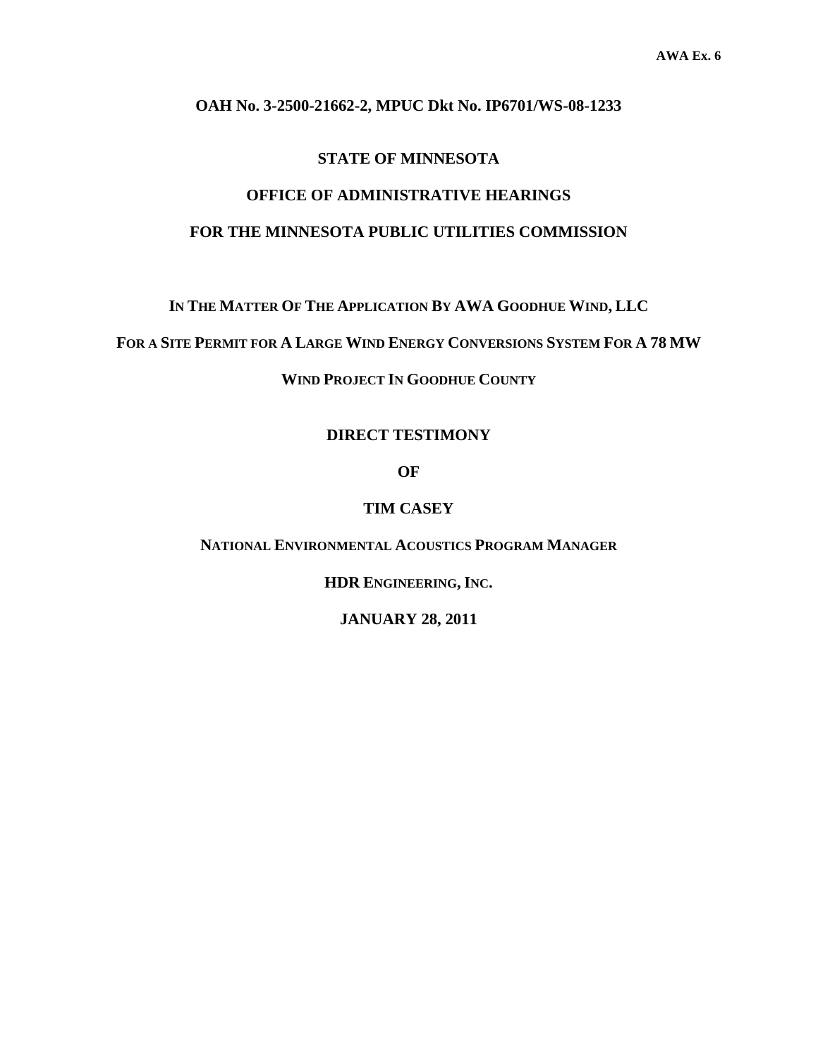**AWA Ex. 6**

**OAH No. 3-2500-21662-2, MPUC Dkt No. IP6701/WS-08-1233**

**STATE OF MINNESOTA**

**OFFICE OF ADMINISTRATIVE HEARINGS**

**FOR THE MINNESOTA PUBLIC UTILITIES COMMISSION**

**IN THE MATTER OF THE APPLICATION BY AWA GOODHUE WIND, LLC**

**FOR A SITE PERMIT FOR A LARGE WIND ENERGY CONVERSIONS SYSTEM FOR A 78 MW**

**WIND PROJECT IN GOODHUE COUNTY**

**DIRECT TESTIMONY**

**OF**

**TIM CASEY**

**NATIONAL ENVIRONMENTAL ACOUSTICS PROGRAM MANAGER**

**HDR ENGINEERING, INC.**

**JANUARY 28, 2011**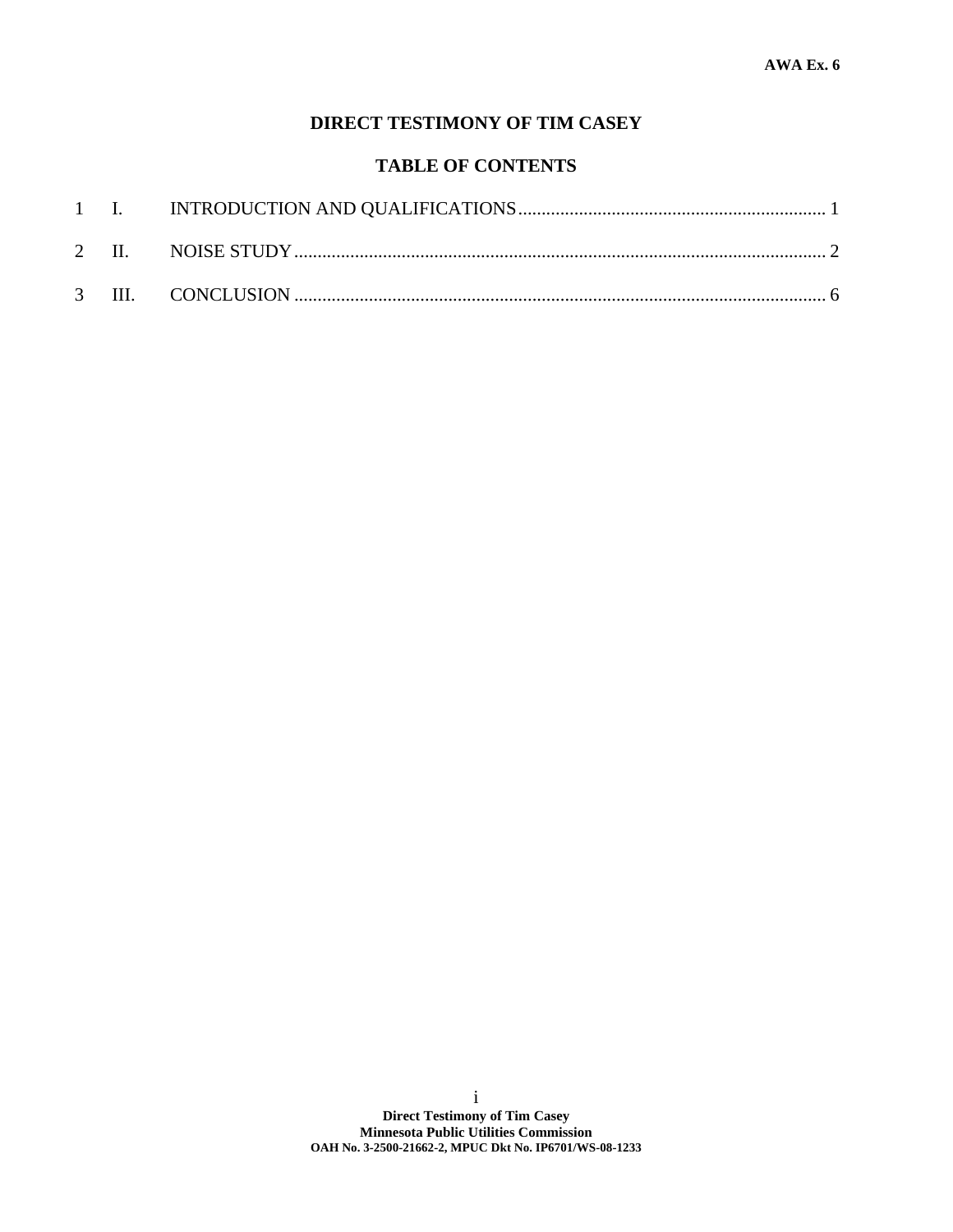AWA Ex. 6

# DIRECT TESTIMONY OF TIM CASEY

## TABLE OF CONTENTS

1 I. INTRODUCTION AND QUALIFICATIONS .................................................................. 1

2 II. NOISE STUDY ................................................................................................................ 2

3 III. CONCLUSION ................................................................................................................ 6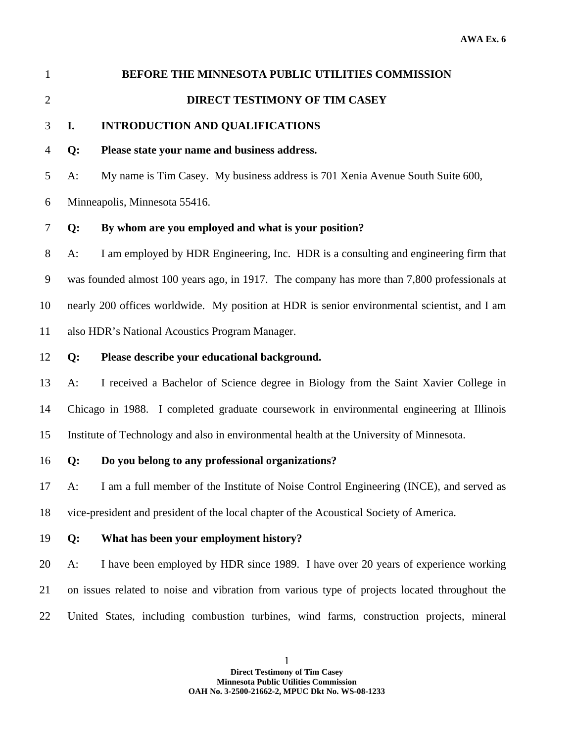# BEFORE THE MINNESOTA PUBLIC UTILITIES COMMISSION

## DIRECT TESTIMONY OF TIM CASEY

### I. INTRODUCTION AND QUALIFICATIONS

**Q: Please state your name and business address.**

A: My name is Tim Casey. My business address is 701 Xenia Avenue South Suite 600, Minneapolis, Minnesota 55416.

**Q: By whom are you employed and what is your position?**

A: I am employed by HDR Engineering, Inc. HDR is a consulting and engineering firm that was founded almost 100 years ago, in 1917. The company has more than 7,800 professionals at nearly 200 offices worldwide. My position at HDR is senior environmental scientist, and I am also HDR's National Acoustics Program Manager.

**Q: Please describe your educational background.**

A: I received a Bachelor of Science degree in Biology from the Saint Xavier College in Chicago in 1988. I completed graduate coursework in environmental engineering at Illinois Institute of Technology and also in environmental health at the University of Minnesota.

**Q: Do you belong to any professional organizations?**

A: I am a full member of the Institute of Noise Control Engineering (INCE), and served as vice-president and president of the local chapter of the Acoustical Society of America.

**Q: What has been your employment history?**

A: I have been employed by HDR since 1989. I have over 20 years of experience working on issues related to noise and vibration from various type of projects located throughout the United States, including combustion turbines, wind farms, construction projects, mineral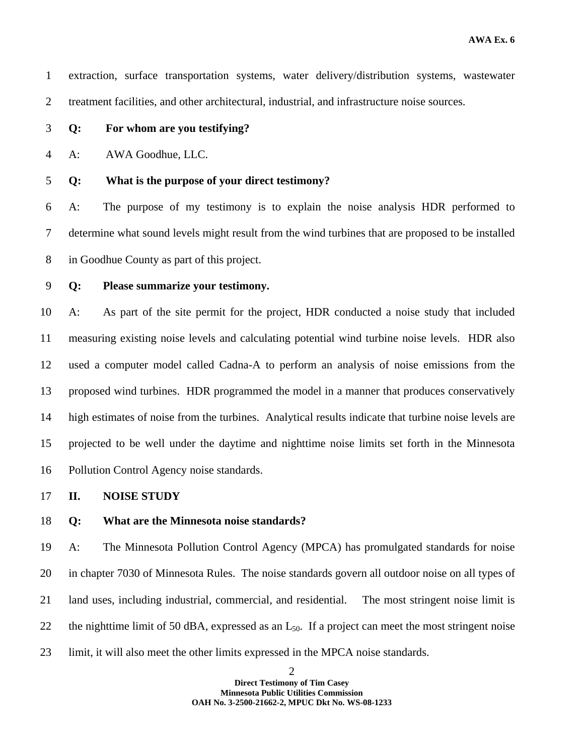extraction, surface transportation systems, water delivery/distribution systems, wastewater treatment facilities, and other architectural, industrial, and infrastructure noise sources.

**Q: For whom are you testifying?**

A: AWA Goodhue, LLC.

**Q: What is the purpose of your direct testimony?**

A: The purpose of my testimony is to explain the noise analysis HDR performed to determine what sound levels might result from the wind turbines that are proposed to be installed in Goodhue County as part of this project.

**Q: Please summarize your testimony.**

A: As part of the site permit for the project, HDR conducted a noise study that included measuring existing noise levels and calculating potential wind turbine noise levels. HDR also used a computer model called Cadna-A to perform an analysis of noise emissions from the proposed wind turbines. HDR programmed the model in a manner that produces conservatively high estimates of noise from the turbines. Analytical results indicate that turbine noise levels are projected to be well under the daytime and nighttime noise limits set forth in the Minnesota Pollution Control Agency noise standards.

## II. NOISE STUDY

**Q: What are the Minnesota noise standards?**

A: The Minnesota Pollution Control Agency (MPCA) has promulgated standards for noise in chapter 7030 of Minnesota Rules. The noise standards govern all outdoor noise on all types of land uses, including industrial, commercial, and residential. The most stringent noise limit is the nighttime limit of 50 dBA, expressed as an $L_{50}$. If a project can meet the most stringent noise limit, it will also meet the other limits expressed in the MPCA noise standards.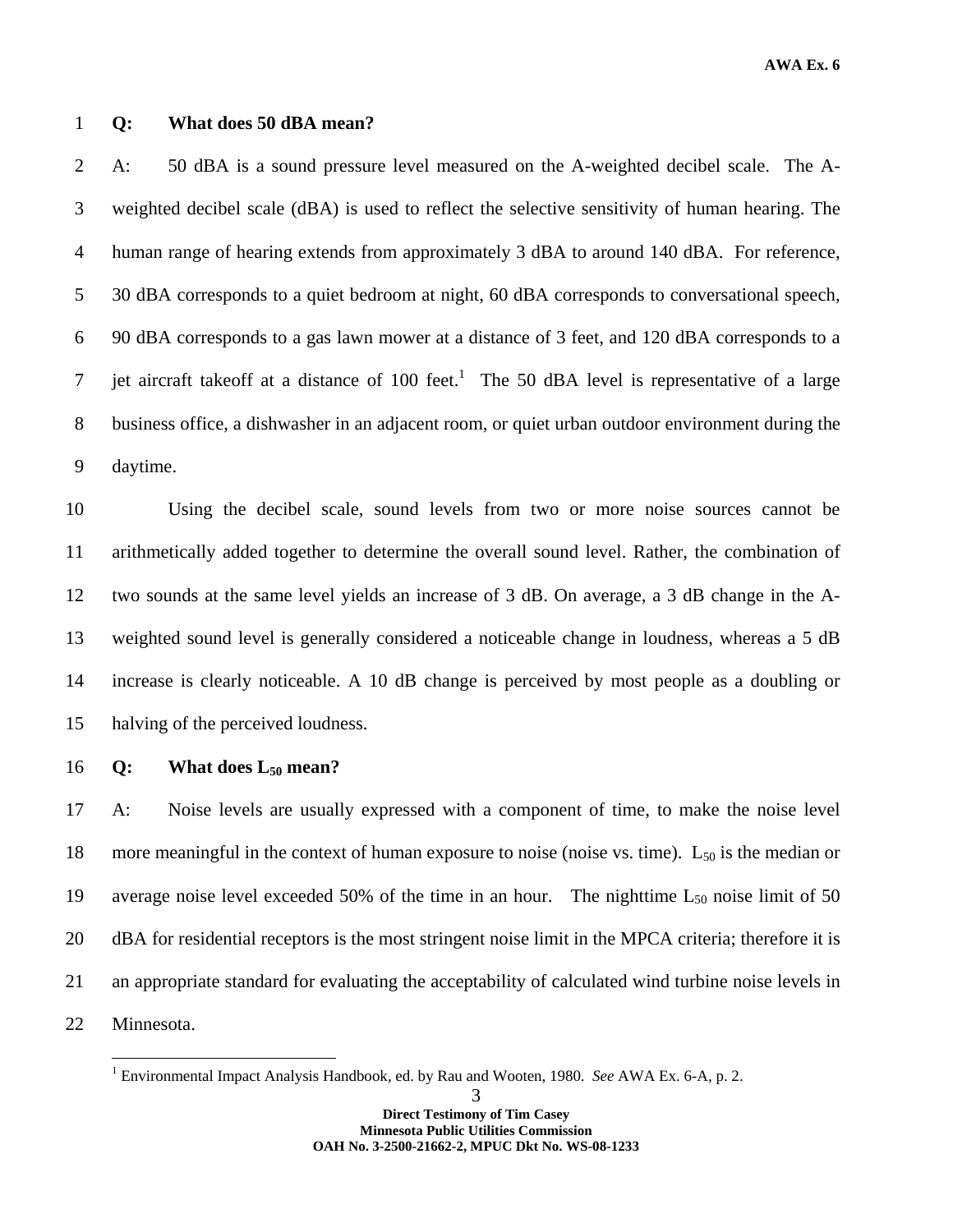**Q: What does 50 dBA mean?**

A: 50 dBA is a sound pressure level measured on the A-weighted decibel scale. The A-weighted decibel scale (dBA) is used to reflect the selective sensitivity of human hearing. The human range of hearing extends from approximately 3 dBA to around 140 dBA. For reference, 30 dBA corresponds to a quiet bedroom at night, 60 dBA corresponds to conversational speech, 90 dBA corresponds to a gas lawn mower at a distance of 3 feet, and 120 dBA corresponds to a jet aircraft takeoff at a distance of 100 feet.[1] The 50 dBA level is representative of a large business office, a dishwasher in an adjacent room, or quiet urban outdoor environment during the daytime.

Using the decibel scale, sound levels from two or more noise sources cannot be arithmetically added together to determine the overall sound level. Rather, the combination of two sounds at the same level yields an increase of 3 dB. On average, a 3 dB change in the A-weighted sound level is generally considered a noticeable change in loudness, whereas a 5 dB increase is clearly noticeable. A 10 dB change is perceived by most people as a doubling or halving of the perceived loudness.

**Q: What does $L_{50}$ mean?**

A: Noise levels are usually expressed with a component of time, to make the noise level more meaningful in the context of human exposure to noise (noise vs. time). $L_{50}$ is the median or average noise level exceeded 50% of the time in an hour. The nighttime $L_{50}$ noise limit of 50 dBA for residential receptors is the most stringent noise limit in the MPCA criteria; therefore it is an appropriate standard for evaluating the acceptability of calculated wind turbine noise levels in Minnesota.

[1] Environmental Impact Analysis Handbook, ed. by Rau and Wooten, 1980. *See* AWA Ex. 6-A, p. 2.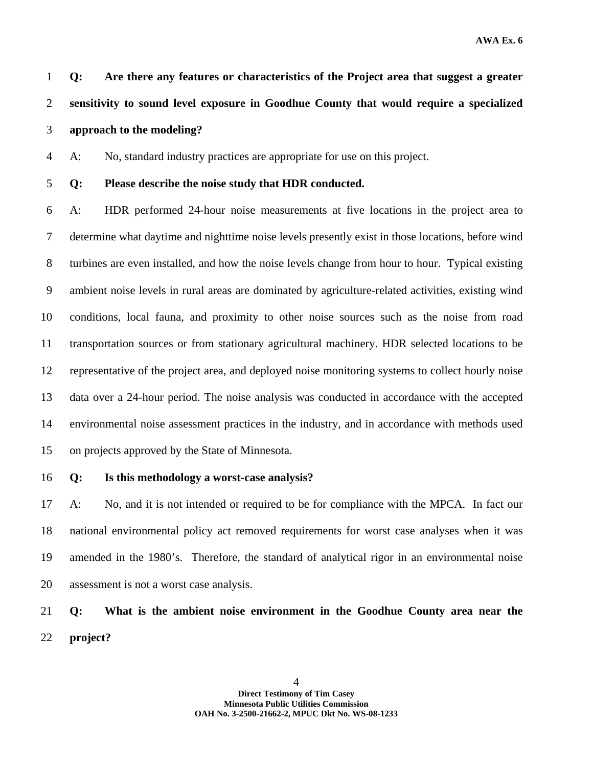**Q: Are there any features or characteristics of the Project area that suggest a greater sensitivity to sound level exposure in Goodhue County that would require a specialized approach to the modeling?**

A: No, standard industry practices are appropriate for use on this project.

**Q: Please describe the noise study that HDR conducted.**

A: HDR performed 24-hour noise measurements at five locations in the project area to determine what daytime and nighttime noise levels presently exist in those locations, before wind turbines are even installed, and how the noise levels change from hour to hour. Typical existing ambient noise levels in rural areas are dominated by agriculture-related activities, existing wind conditions, local fauna, and proximity to other noise sources such as the noise from road transportation sources or from stationary agricultural machinery. HDR selected locations to be representative of the project area, and deployed noise monitoring systems to collect hourly noise data over a 24-hour period. The noise analysis was conducted in accordance with the accepted environmental noise assessment practices in the industry, and in accordance with methods used on projects approved by the State of Minnesota.

**Q: Is this methodology a worst-case analysis?**

A: No, and it is not intended or required to be for compliance with the MPCA. In fact our national environmental policy act removed requirements for worst case analyses when it was amended in the 1980's. Therefore, the standard of analytical rigor in an environmental noise assessment is not a worst case analysis.

**Q: What is the ambient noise environment in the Goodhue County area near the project?**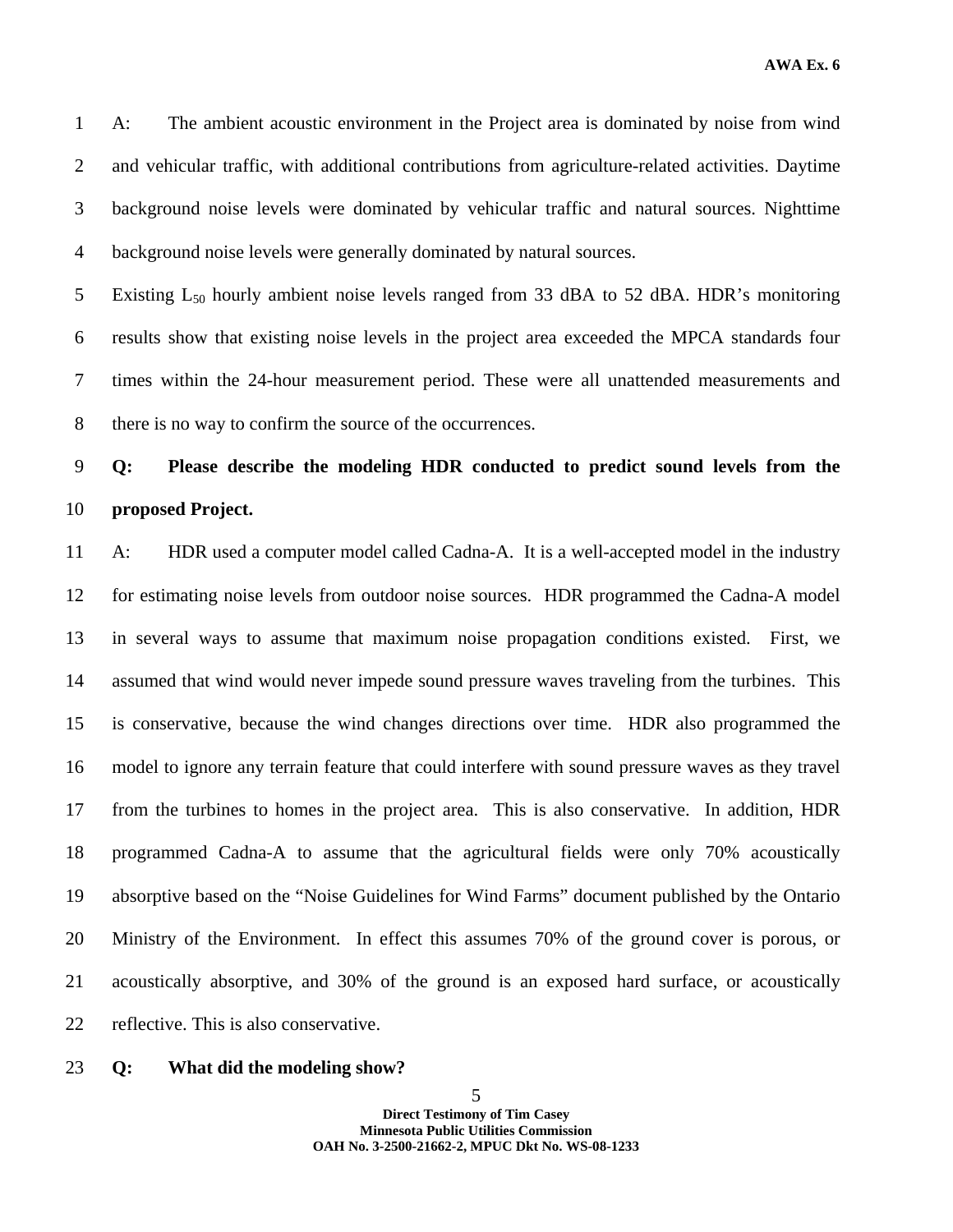A: The ambient acoustic environment in the Project area is dominated by noise from wind and vehicular traffic, with additional contributions from agriculture-related activities. Daytime background noise levels were dominated by vehicular traffic and natural sources. Nighttime background noise levels were generally dominated by natural sources.

Existing $L_{50}$ hourly ambient noise levels ranged from 33 dBA to 52 dBA. HDR's monitoring results show that existing noise levels in the project area exceeded the MPCA standards four times within the 24-hour measurement period. These were all unattended measurements and there is no way to confirm the source of the occurrences.

**Q: Please describe the modeling HDR conducted to predict sound levels from the proposed Project.**

A: HDR used a computer model called Cadna-A. It is a well-accepted model in the industry for estimating noise levels from outdoor noise sources. HDR programmed the Cadna-A model in several ways to assume that maximum noise propagation conditions existed. First, we assumed that wind would never impede sound pressure waves traveling from the turbines. This is conservative, because the wind changes directions over time. HDR also programmed the model to ignore any terrain feature that could interfere with sound pressure waves as they travel from the turbines to homes in the project area. This is also conservative. In addition, HDR programmed Cadna-A to assume that the agricultural fields were only 70% acoustically absorptive based on the "Noise Guidelines for Wind Farms" document published by the Ontario Ministry of the Environment. In effect this assumes 70% of the ground cover is porous, or acoustically absorptive, and 30% of the ground is an exposed hard surface, or acoustically reflective. This is also conservative.

**Q: What did the modeling show?**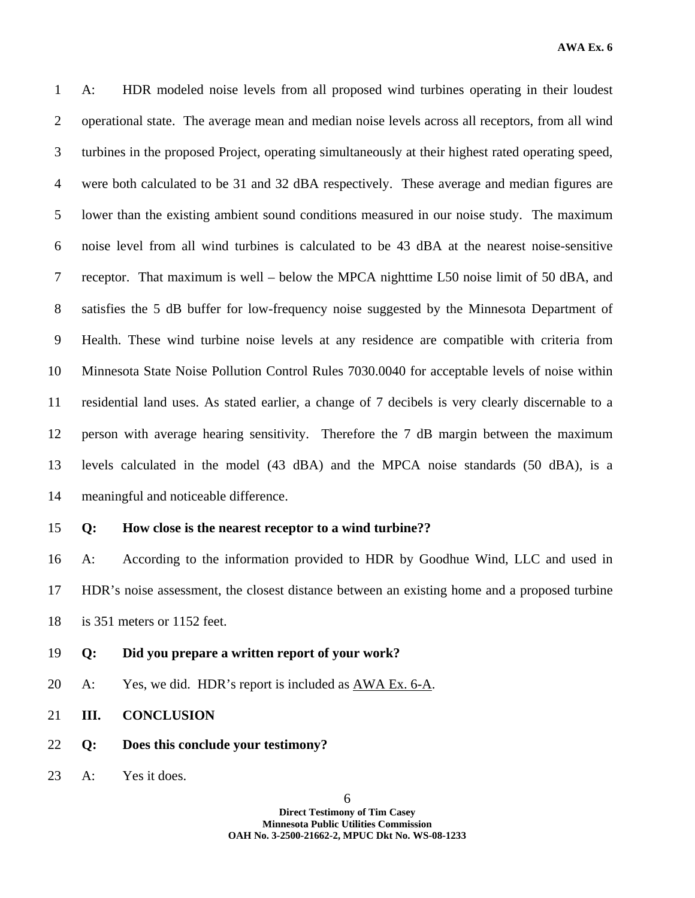A: HDR modeled noise levels from all proposed wind turbines operating in their loudest operational state. The average mean and median noise levels across all receptors, from all wind turbines in the proposed Project, operating simultaneously at their highest rated operating speed, were both calculated to be 31 and 32 dBA respectively. These average and median figures are lower than the existing ambient sound conditions measured in our noise study. The maximum noise level from all wind turbines is calculated to be 43 dBA at the nearest noise-sensitive receptor. That maximum is well – below the MPCA nighttime L50 noise limit of 50 dBA, and satisfies the 5 dB buffer for low-frequency noise suggested by the Minnesota Department of Health. These wind turbine noise levels at any residence are compatible with criteria from Minnesota State Noise Pollution Control Rules 7030.0040 for acceptable levels of noise within residential land uses. As stated earlier, a change of 7 decibels is very clearly discernable to a person with average hearing sensitivity. Therefore the 7 dB margin between the maximum levels calculated in the model (43 dBA) and the MPCA noise standards (50 dBA), is a meaningful and noticeable difference.

**Q: How close is the nearest receptor to a wind turbine??**

A: According to the information provided to HDR by Goodhue Wind, LLC and used in HDR's noise assessment, the closest distance between an existing home and a proposed turbine is 351 meters or 1152 feet.

**Q: Did you prepare a written report of your work?**

A: Yes, we did. HDR's report is included as AWA Ex. 6-A.

## III. CONCLUSION

**Q: Does this conclude your testimony?**

A: Yes it does.